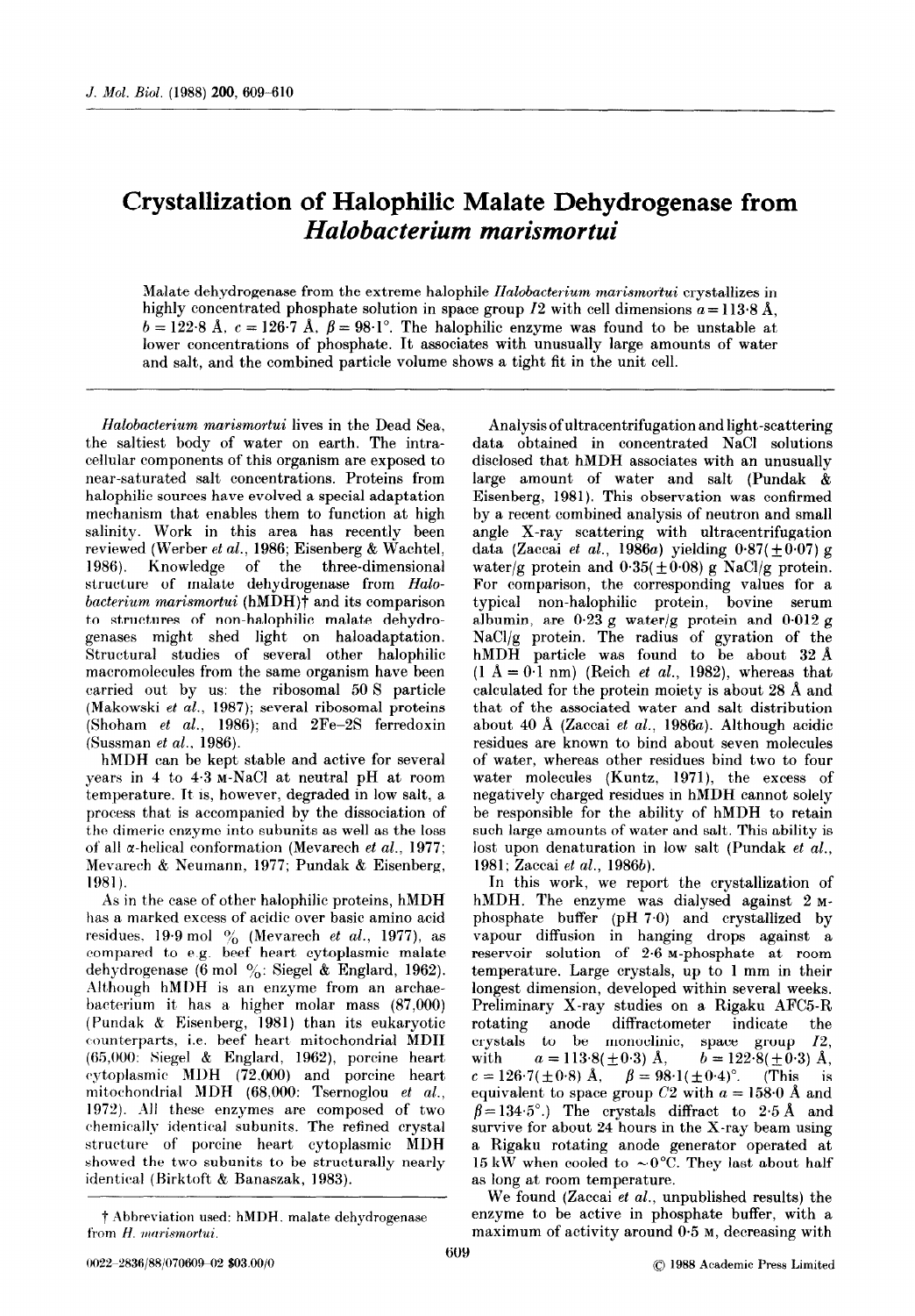# Crystallization of Halophilic Malate Dehydrogenase from *Halobacterium marismortui*

Malate dehydrogenase from the extreme halophile *Halobacterium marismortui* crystallizes in highly concentrated phosphate solution in space group $I2$ with cell dimensions $a = 113{\cdot}8$ Å, $b = 122{\cdot}8$ Å, $c = 126{\cdot}7$ Å, $\beta = 98{\cdot}1°$. The halophilic enzyme was found to be unstable at lower concentrations of phosphate. It associates with unusually large amounts of water and salt, and the combined particle volume shows a tight fit in the unit cell.

*Halobacterium marismortui* lives in the Dead Sea, the saltiest body of water on earth. The intracellular components of this organism are exposed to near-saturated salt concentrations. Proteins from halophilic sources have evolved a special adaptation mechanism that enables them to function at high salinity. Work in this area has recently been reviewed (Werber *et al.*, 1986; Eisenberg & Wachtel, 1986). Knowledge of the three-dimensional structure of malate dehydrogenase from *Halobacterium marismortui* (hMDH)† and its comparison to structures of non-halophilic malate dehydrogenases might shed light on haloadaptation. Structural studies of several other halophilic macromolecules from the same organism have been carried out by us: the ribosomal 50 S particle (Makowski *et al.*, 1987); several ribosomal proteins (Shoham *et al.*, 1986); and 2Fe–2S ferredoxin (Sussman *et al.*, 1986).

hMDH can be kept stable and active for several years in 4 to 4·3 M-NaCl at neutral pH at room temperature. It is, however, degraded in low salt, a process that is accompanied by the dissociation of the dimeric enzyme into subunits as well as the loss of all $\alpha$-helical conformation (Mevarech *et al.*, 1977; Mevarech & Neumann, 1977; Pundak & Eisenberg, 1981).

As in the case of other halophilic proteins, hMDH has a marked excess of acidic over basic amino acid residues, 19·9 mol % (Mevarech *et al.*, 1977), as compared to e.g. beef heart cytoplasmic malate dehydrogenase (6 mol %: Siegel & Englard, 1962). Although hMDH is an enzyme from an archaebacterium it has a higher molar mass (87,000) (Pundak & Eisenberg, 1981) than its eukaryotic counterparts, i.e. beef heart mitochondrial MDH (65,000: Siegel & Englard, 1962), porcine heart cytoplasmic MDH (72,000) and porcine heart mitochondrial MDH (68,000: Tsernoglou *et al.*, 1972). All these enzymes are composed of two chemically identical subunits. The refined crystal structure of porcine heart cytoplasmic MDH showed the two subunits to be structurally nearly identical (Birktoft & Banaszak, 1983).

Analysis of ultracentrifugation and light-scattering data obtained in concentrated NaCl solutions disclosed that hMDH associates with an unusually large amount of water and salt (Pundak & Eisenberg, 1981). This observation was confirmed by a recent combined analysis of neutron and small angle X-ray scattering with ultracentrifugation data (Zaccai *et al.*, 1986*a*) yielding 0·87($\pm$0·07) g water/g protein and 0·35($\pm$0·08) g NaCl/g protein. For comparison, the corresponding values for a typical non-halophilic protein, bovine serum albumin, are 0·23 g water/g protein and 0·012 g NaCl/g protein. The radius of gyration of the hMDH particle was found to be about 32 Å (1 Å = 0·1 nm) (Reich *et al.*, 1982), whereas that calculated for the protein moiety is about 28 Å and that of the associated water and salt distribution about 40 Å (Zaccai *et al.*, 1986*a*). Although acidic residues are known to bind about seven molecules of water, whereas other residues bind two to four water molecules (Kuntz, 1971), the excess of negatively charged residues in hMDH cannot solely be responsible for the ability of hMDH to retain such large amounts of water and salt. This ability is lost upon denaturation in low salt (Pundak *et al.*, 1981; Zaccai *et al.*, 1986*b*).

In this work, we report the crystallization of hMDH. The enzyme was dialysed against 2 M-phosphate buffer (pH 7·0) and crystallized by vapour diffusion in hanging drops against a reservoir solution of 2·6 M-phosphate at room temperature. Large crystals, up to 1 mm in their longest dimension, developed within several weeks. Preliminary X-ray studies on a Rigaku AFC5-R rotating anode diffractometer indicate the crystals to be monoclinic, space group $I2$, with $a = 113{\cdot}8(\pm0{\cdot}3)$ Å, $b = 122{\cdot}8(\pm0{\cdot}3)$ Å, $c = 126{\cdot}7(\pm0{\cdot}8)$ Å, $\beta = 98{\cdot}1(\pm0{\cdot}4)°$. (This is equivalent to space group $C2$ with $a = 158{\cdot}0$ Å and $\beta = 134{\cdot}5°$.) The crystals diffract to 2·5 Å and survive for about 24 hours in the X-ray beam using a Rigaku rotating anode generator operated at 15 kW when cooled to $\sim$0°C. They last about half as long at room temperature.

We found (Zaccai *et al.*, unpublished results) the enzyme to be active in phosphate buffer, with a maximum of activity around 0·5 M, decreasing with

† Abbreviation used: hMDH, malate dehydrogenase from *H. marismortui*.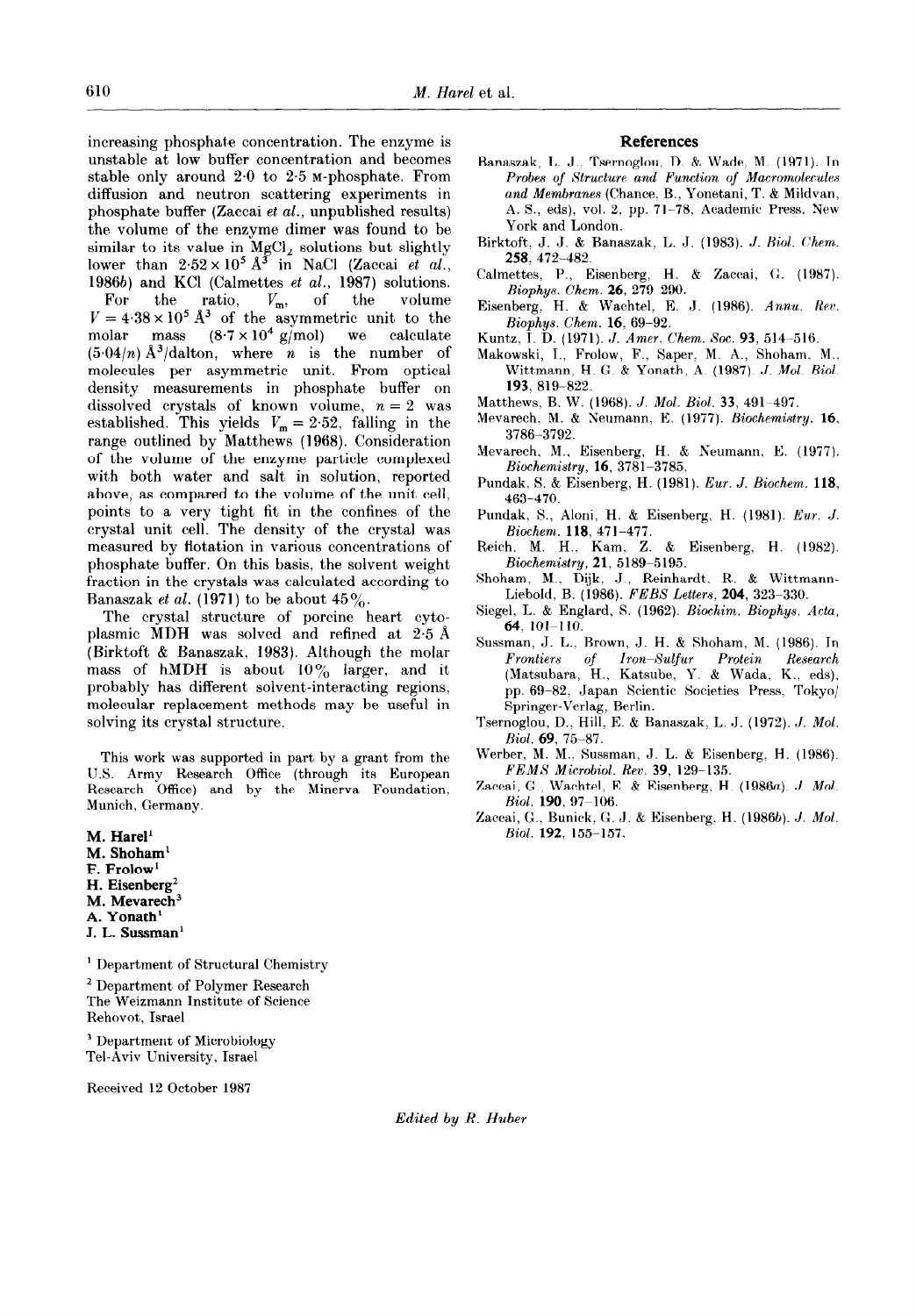increasing phosphate concentration. The enzyme is unstable at low buffer concentration and becomes stable only around 2·0 to 2·5 M-phosphate. From diffusion and neutron scattering experiments in phosphate buffer (Zaccai *et al.*, unpublished results) the volume of the enzyme dimer was found to be similar to its value in $MgCl_2$ solutions but slightly lower than $2{\cdot}52\times10^5$ Å$^3$ in NaCl (Zaccai *et al.*, 1986*b*) and KCl (Calmettes *et al.*, 1987) solutions. For the ratio, $V_m$, of the volume $V = 4{\cdot}38\times10^5$ Å$^3$ of the asymmetric unit to the molar mass ($8{\cdot}7\times10^4$ g/mol) we calculate ($5{\cdot}04/n$) Å$^3$/dalton, where $n$ is the number of molecules per asymmetric unit. From optical density measurements in phosphate buffer on dissolved crystals of known volume, $n = 2$ was established. This yields $V_m = 2{\cdot}52$, falling in the range outlined by Matthews (1968). Consideration of the volume of the enzyme particle complexed with both water and salt in solution, reported above, as compared to the volume of the unit cell, points to a very tight fit in the confines of the crystal unit cell. The density of the crystal was measured by flotation in various concentrations of phosphate buffer. On this basis, the solvent weight fraction in the crystals was calculated according to Banaszak *et al.* (1971) to be about 45%.

The crystal structure of porcine heart cytoplasmic MDH was solved and refined at 2·5 Å (Birktoft & Banaszak, 1983). Although the molar mass of hMDH is about 10% larger, and it probably has different solvent-interacting regions, molecular replacement methods may be useful in solving its crystal structure.

This work was supported in part by a grant from the U.S. Army Research Office (through its European Research Office) and by the Minerva Foundation, Munich, Germany.

**M. Harel**[1]
**M. Shoham**[1]
**F. Frolow**[1]
**H. Eisenberg**[2]
**M. Mevarech**[3]
**A. Yonath**[1]
**J. L. Sussman**[1]

[1] Department of Structural Chemistry

[2] Department of Polymer Research
The Weizmann Institute of Science
Rehovot, Israel

[3] Department of Microbiology
Tel-Aviv University, Israel

Received 12 October 1987

## References

Banaszak, L. J., Tsernoglou, D. & Wade, M. (1971). In *Probes of Structure and Function of Macromolecules and Membranes* (Chance, B., Yonetani, T. & Mildvan, A. S., eds), vol. 2, pp. 71–78, Academic Press, New York and London.

Birktoft, J. J. & Banaszak, L. J. (1983). *J. Biol. Chem.* **258**, 472–482.

Calmettes, P., Eisenberg, H. & Zaccai, G. (1987). *Biophys. Chem.* **26**, 279–290.

Eisenberg, H. & Wachtel, E. J. (1986). *Annu. Rev. Biophys. Chem.* **16**, 69–92.

Kuntz, I. D. (1971). *J. Amer. Chem. Soc.* **93**, 514–516.

Makowski, I., Frolow, F., Saper, M. A., Shoham, M., Wittmann, H. G. & Yonath, A. (1987). *J. Mol. Biol.* **193**, 819–822.

Matthews, B. W. (1968). *J. Mol. Biol.* **33**, 491–497.

Mevarech, M. & Neumann, E. (1977). *Biochemistry*, **16**, 3786–3792.

Mevarech, M., Eisenberg, H. & Neumann, E. (1977). *Biochemistry*, **16**, 3781–3785.

Pundak, S. & Eisenberg, H. (1981). *Eur. J. Biochem.* **118**, 463–470.

Pundak, S., Aloni, H. & Eisenberg, H. (1981). *Eur. J. Biochem.* **118**, 471–477.

Reich, M. H., Kam, Z. & Eisenberg, H. (1982). *Biochemistry*, **21**, 5189–5195.

Shoham, M., Dijk, J., Reinhardt, R. & Wittmann-Liebold, B. (1986). *FEBS Letters*, **204**, 323–330.

Siegel, L. & Englard, S. (1962). *Biochim. Biophys. Acta*, **64**, 101–110.

Sussman, J. L., Brown, J. H. & Shoham, M. (1986). In *Frontiers of Iron–Sulfur Protein Research* (Matsubara, H., Katsube, Y. & Wada, K., eds), pp. 69–82, Japan Scientic Societies Press, Tokyo/Springer-Verlag, Berlin.

Tsernoglou, D., Hill, E. & Banaszak, L. J. (1972). *J. Mol. Biol.* **69**, 75–87.

Werber, M. M., Sussman, J. L. & Eisenberg, H. (1986). *FEMS Microbiol. Rev.* **39**, 129–135.

Zaccai, G., Wachtel, E. & Eisenberg, H. (1986*a*). *J. Mol. Biol.* **190**, 97–106.

Zaccai, G., Bunick, G. J. & Eisenberg, H. (1986*b*). *J. Mol. Biol.* **192**, 155–157.

*Edited by R. Huber*